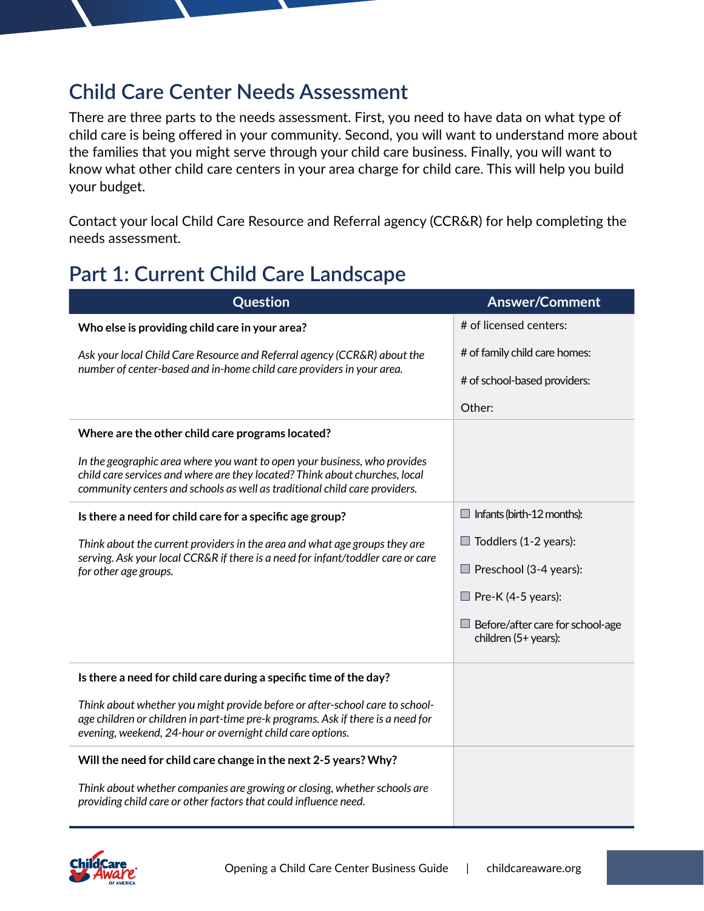# Child Care Center Needs Assessment

There are three parts to the needs assessment. First, you need to have data on what type of child care is being offered in your community. Second, you will want to understand more about the families that you might serve through your child care business. Finally, you will want to know what other child care centers in your area charge for child care. This will help you build your budget.

Contact your local Child Care Resource and Referral agency (CCR&R) for help completing the needs assessment.

## Part 1: Current Child Care Landscape

| Question | Answer/Comment |
|---|---|
| **Who else is providing child care in your area?**<br><br>*Ask your local Child Care Resource and Referral agency (CCR&R) about the number of center-based and in-home child care providers in your area.* | # of licensed centers:<br><br># of family child care homes:<br><br># of school-based providers:<br><br>Other: |
| **Where are the other child care programs located?**<br><br>*In the geographic area where you want to open your business, who provides child care services and where are they located? Think about churches, local community centers and schools as well as traditional child care providers.* | |
| **Is there a need for child care for a specific age group?**<br><br>*Think about the current providers in the area and what age groups they are serving. Ask your local CCR&R if there is a need for infant/toddler care or care for other age groups.* | ☐ Infants (birth-12 months):<br><br>☐ Toddlers (1-2 years):<br><br>☐ Preschool (3-4 years):<br><br>☐ Pre-K (4-5 years):<br><br>☐ Before/after care for school-age children (5+ years): |
| **Is there a need for child care during a specific time of the day?**<br><br>*Think about whether you might provide before or after-school care to school-age children or children in part-time pre-k programs. Ask if there is a need for evening, weekend, 24-hour or overnight child care options.* | |
| **Will the need for child care change in the next 2-5 years? Why?**<br><br>*Think about whether companies are growing or closing, whether schools are providing child care or other factors that could influence need.* | |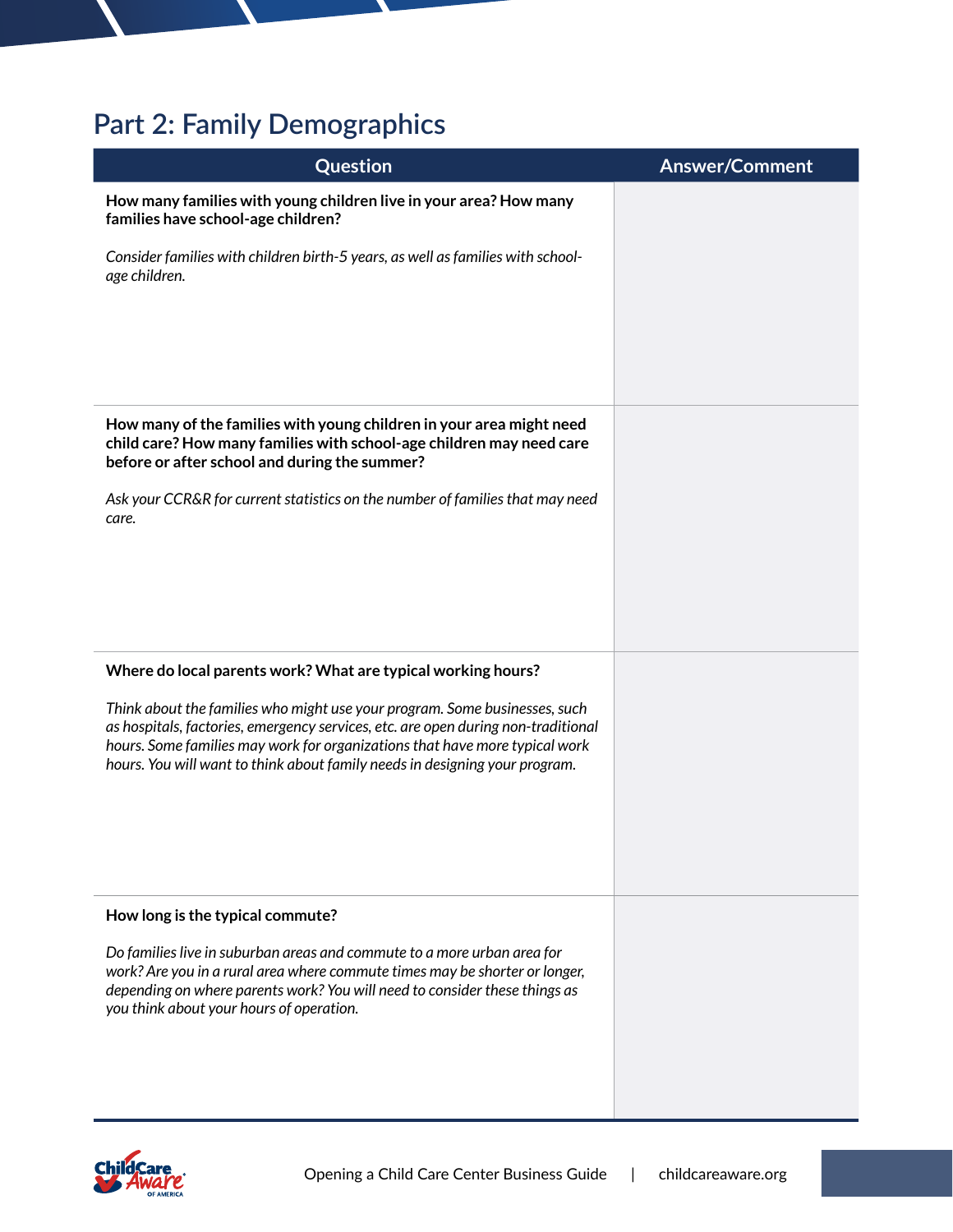## Part 2: Family Demographics

| Question | Answer/Comment |
| --- | --- |
| **How many families with young children live in your area? How many families have school-age children?**<br><br>*Consider families with children birth-5 years, as well as families with school-age children.* | |
| **How many of the families with young children in your area might need child care? How many families with school-age children may need care before or after school and during the summer?**<br><br>*Ask your CCR&R for current statistics on the number of families that may need care.* | |
| **Where do local parents work? What are typical working hours?**<br><br>*Think about the families who might use your program. Some businesses, such as hospitals, factories, emergency services, etc. are open during non-traditional hours. Some families may work for organizations that have more typical work hours. You will want to think about family needs in designing your program.* | |
| **How long is the typical commute?**<br><br>*Do families live in suburban areas and commute to a more urban area for work? Are you in a rural area where commute times may be shorter or longer, depending on where parents work? You will need to consider these things as you think about your hours of operation.* | |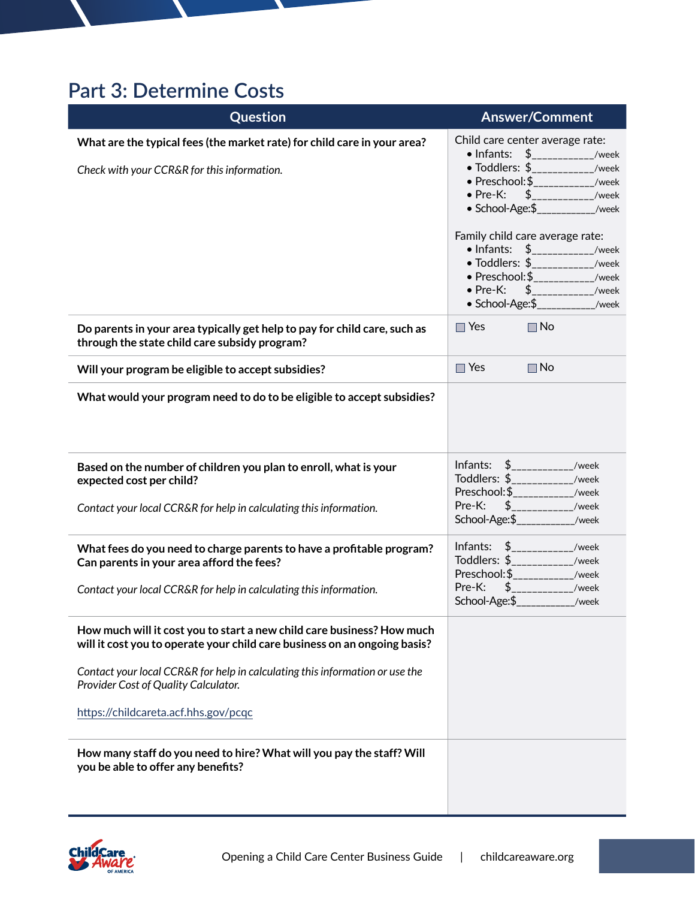## Part 3: Determine Costs

| Question | Answer/Comment |
|---|---|
| **What are the typical fees (the market rate) for child care in your area?**<br><br>*Check with your CCR&R for this information.* | Child care center average rate:<br>• Infants: $___________/week<br>• Toddlers: $___________/week<br>• Preschool: $___________/week<br>• Pre-K: $___________/week<br>• School-Age: $__________/week<br><br>Family child care average rate:<br>• Infants: $___________/week<br>• Toddlers: $___________/week<br>• Preschool: $___________/week<br>• Pre-K: $___________/week<br>• School-Age: $__________/week |
| **Do parents in your area typically get help to pay for child care, such as through the state child care subsidy program?** | ☐ Yes ☐ No |
| **Will your program be eligible to accept subsidies?** | ☐ Yes ☐ No |
| **What would your program need to do to be eligible to accept subsidies?** | |
| **Based on the number of children you plan to enroll, what is your expected cost per child?**<br><br>*Contact your local CCR&R for help in calculating this information.* | Infants: $___________/week<br>Toddlers: $___________/week<br>Preschool: $___________/week<br>Pre-K: $___________/week<br>School-Age: $__________/week |
| **What fees do you need to charge parents to have a profitable program? Can parents in your area afford the fees?**<br><br>*Contact your local CCR&R for help in calculating this information.* | Infants: $___________/week<br>Toddlers: $___________/week<br>Preschool: $___________/week<br>Pre-K: $___________/week<br>School-Age: $__________/week |
| **How much will it cost you to start a new child care business? How much will it cost you to operate your child care business on an ongoing basis?**<br><br>*Contact your local CCR&R for help in calculating this information or use the Provider Cost of Quality Calculator.*<br><br>https://childcareta.acf.hhs.gov/pcqc | |
| **How many staff do you need to hire? What will you pay the staff? Will you be able to offer any benefits?** | |